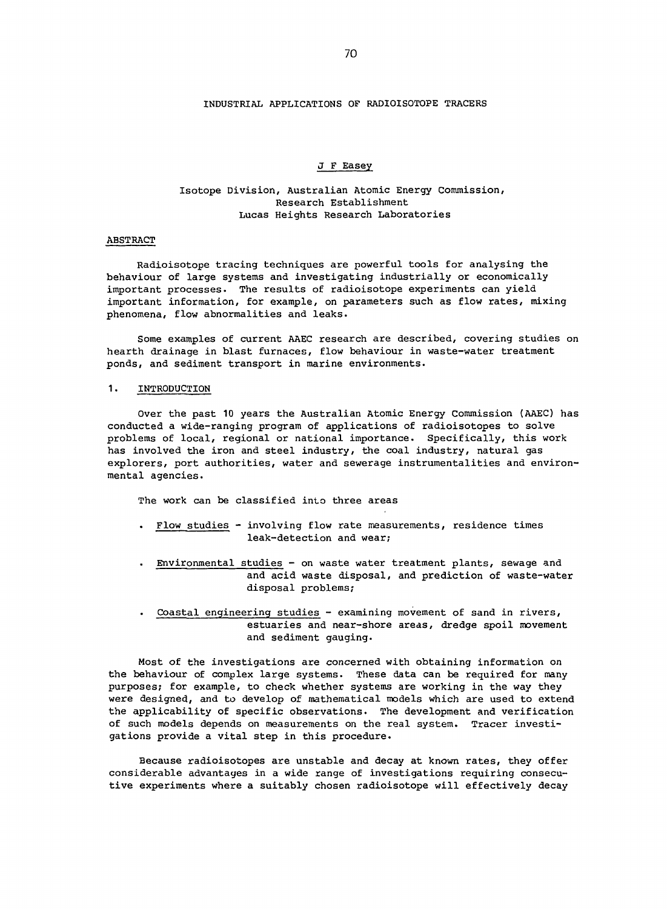# INDUSTRIAL APPLICATIONS OF RADIOISOTOPE TRACERS

J F Easey

Isotope Division, Australian Atomic Energy Commission,
Research Establishment
Lucas Heights Research Laboratories

## ABSTRACT

Radioisotope tracing techniques are powerful tools for analysing the behaviour of large systems and investigating industrially or economically important processes. The results of radioisotope experiments can yield important information, for example, on parameters such as flow rates, mixing phenomena, flow abnormalities and leaks.

Some examples of current AAEC research are described, covering studies on hearth drainage in blast furnaces, flow behaviour in waste-water treatment ponds, and sediment transport in marine environments.

## 1. INTRODUCTION

Over the past 10 years the Australian Atomic Energy Commission (AAEC) has conducted a wide-ranging program of applications of radioisotopes to solve problems of local, regional or national importance. Specifically, this work has involved the iron and steel industry, the coal industry, natural gas explorers, port authorities, water and sewerage instrumentalities and environmental agencies.

The work can be classified into three areas

- Flow studies - involving flow rate measurements, residence times leak-detection and wear;
- Environmental studies - on waste water treatment plants, sewage and and acid waste disposal, and prediction of waste-water disposal problems;
- Coastal engineering studies - examining movement of sand in rivers, estuaries and near-shore areas, dredge spoil movement and sediment gauging.

Most of the investigations are concerned with obtaining information on the behaviour of complex large systems. These data can be required for many purposes; for example, to check whether systems are working in the way they were designed, and to develop of mathematical models which are used to extend the applicability of specific observations. The development and verification of such models depends on measurements on the real system. Tracer investigations provide a vital step in this procedure.

Because radioisotopes are unstable and decay at known rates, they offer considerable advantages in a wide range of investigations requiring consecutive experiments where a suitably chosen radioisotope will effectively decay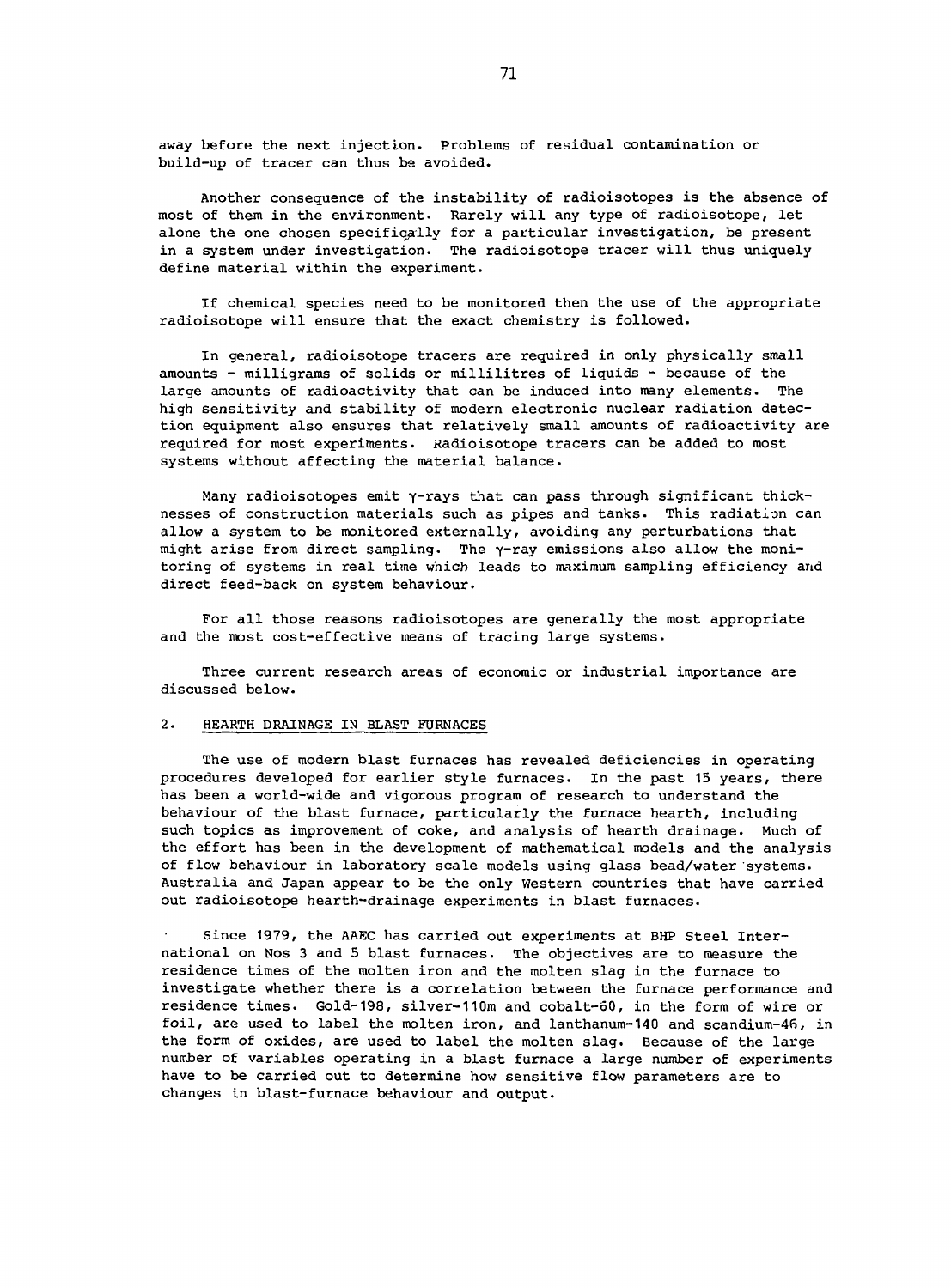away before the next injection. Problems of residual contamination or build-up of tracer can thus be avoided.

Another consequence of the instability of radioisotopes is the absence of most of them in the environment. Rarely will any type of radioisotope, let alone the one chosen specifically for a particular investigation, be present in a system under investigation. The radioisotope tracer will thus uniquely define material within the experiment.

If chemical species need to be monitored then the use of the appropriate radioisotope will ensure that the exact chemistry is followed.

In general, radioisotope tracers are required in only physically small amounts - milligrams of solids or millilitres of liquids - because of the large amounts of radioactivity that can be induced into many elements. The high sensitivity and stability of modern electronic nuclear radiation detection equipment also ensures that relatively small amounts of radioactivity are required for most experiments. Radioisotope tracers can be added to most systems without affecting the material balance.

Many radioisotopes emit $\gamma$-rays that can pass through significant thicknesses of construction materials such as pipes and tanks. This radiation can allow a system to be monitored externally, avoiding any perturbations that might arise from direct sampling. The $\gamma$-ray emissions also allow the monitoring of systems in real time which leads to maximum sampling efficiency and direct feed-back on system behaviour.

For all those reasons radioisotopes are generally the most appropriate and the most cost-effective means of tracing large systems.

Three current research areas of economic or industrial importance are discussed below.

## 2. HEARTH DRAINAGE IN BLAST FURNACES

The use of modern blast furnaces has revealed deficiencies in operating procedures developed for earlier style furnaces. In the past 15 years, there has been a world-wide and vigorous program of research to understand the behaviour of the blast furnace, particularly the furnace hearth, including such topics as improvement of coke, and analysis of hearth drainage. Much of the effort has been in the development of mathematical models and the analysis of flow behaviour in laboratory scale models using glass bead/water systems. Australia and Japan appear to be the only Western countries that have carried out radioisotope hearth-drainage experiments in blast furnaces.

Since 1979, the AAEC has carried out experiments at BHP Steel International on Nos 3 and 5 blast furnaces. The objectives are to measure the residence times of the molten iron and the molten slag in the furnace to investigate whether there is a correlation between the furnace performance and residence times. Gold-198, silver-110m and cobalt-60, in the form of wire or foil, are used to label the molten iron, and lanthanum-140 and scandium-46, in the form of oxides, are used to label the molten slag. Because of the large number of variables operating in a blast furnace a large number of experiments have to be carried out to determine how sensitive flow parameters are to changes in blast-furnace behaviour and output.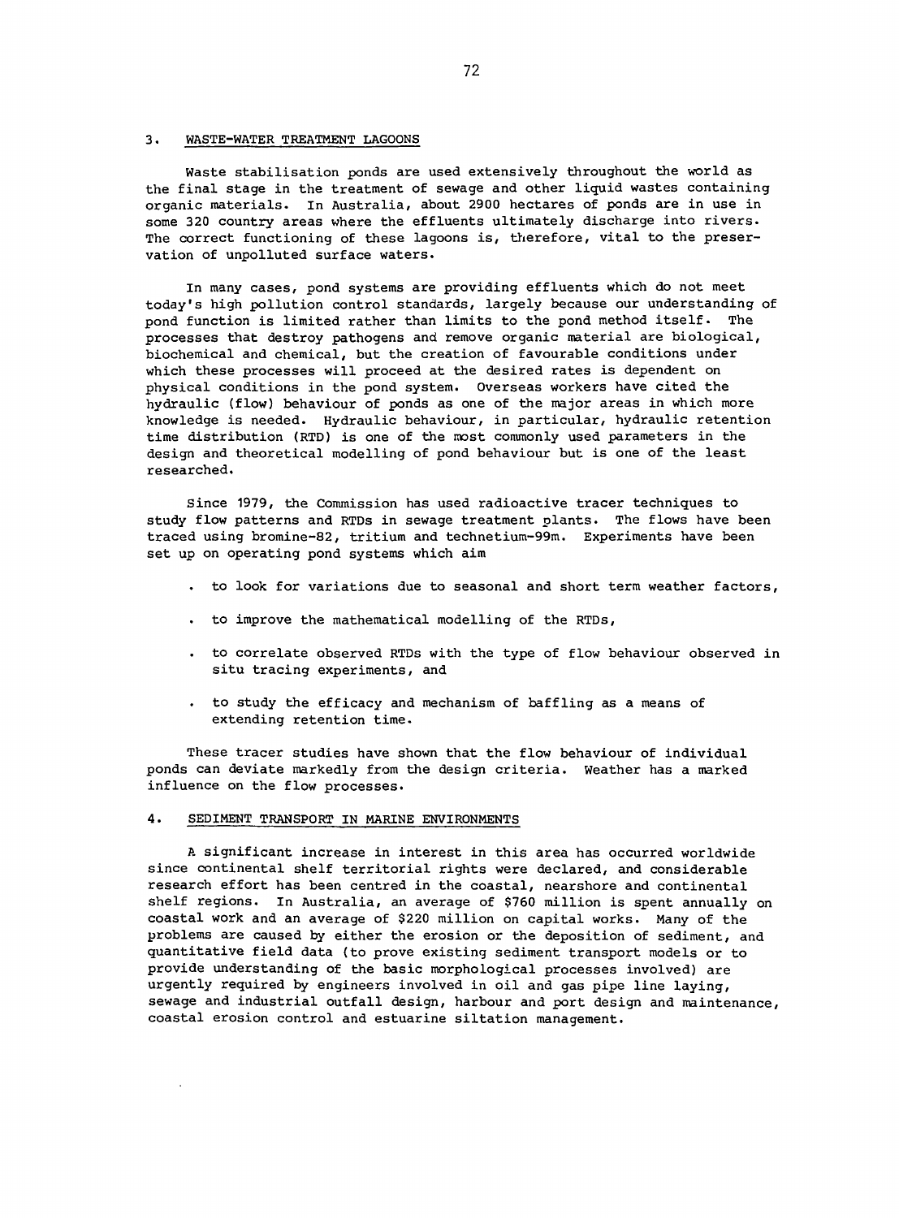## 3. WASTE-WATER TREATMENT LAGOONS

Waste stabilisation ponds are used extensively throughout the world as the final stage in the treatment of sewage and other liquid wastes containing organic materials. In Australia, about 2900 hectares of ponds are in use in some 320 country areas where the effluents ultimately discharge into rivers. The correct functioning of these lagoons is, therefore, vital to the preservation of unpolluted surface waters.

In many cases, pond systems are providing effluents which do not meet today's high pollution control standards, largely because our understanding of pond function is limited rather than limits to the pond method itself. The processes that destroy pathogens and remove organic material are biological, biochemical and chemical, but the creation of favourable conditions under which these processes will proceed at the desired rates is dependent on physical conditions in the pond system. Overseas workers have cited the hydraulic (flow) behaviour of ponds as one of the major areas in which more knowledge is needed. Hydraulic behaviour, in particular, hydraulic retention time distribution (RTD) is one of the most commonly used parameters in the design and theoretical modelling of pond behaviour but is one of the least researched.

Since 1979, the Commission has used radioactive tracer techniques to study flow patterns and RTDs in sewage treatment plants. The flows have been traced using bromine-82, tritium and technetium-99m. Experiments have been set up on operating pond systems which aim

- to look for variations due to seasonal and short term weather factors,
- to improve the mathematical modelling of the RTDs,
- to correlate observed RTDs with the type of flow behaviour observed in situ tracing experiments, and
- to study the efficacy and mechanism of baffling as a means of extending retention time.

These tracer studies have shown that the flow behaviour of individual ponds can deviate markedly from the design criteria. Weather has a marked influence on the flow processes.

## 4. SEDIMENT TRANSPORT IN MARINE ENVIRONMENTS

A significant increase in interest in this area has occurred worldwide since continental shelf territorial rights were declared, and considerable research effort has been centred in the coastal, nearshore and continental shelf regions. In Australia, an average of $760 million is spent annually on coastal work and an average of $220 million on capital works. Many of the problems are caused by either the erosion or the deposition of sediment, and quantitative field data (to prove existing sediment transport models or to provide understanding of the basic morphological processes involved) are urgently required by engineers involved in oil and gas pipe line laying, sewage and industrial outfall design, harbour and port design and maintenance, coastal erosion control and estuarine siltation management.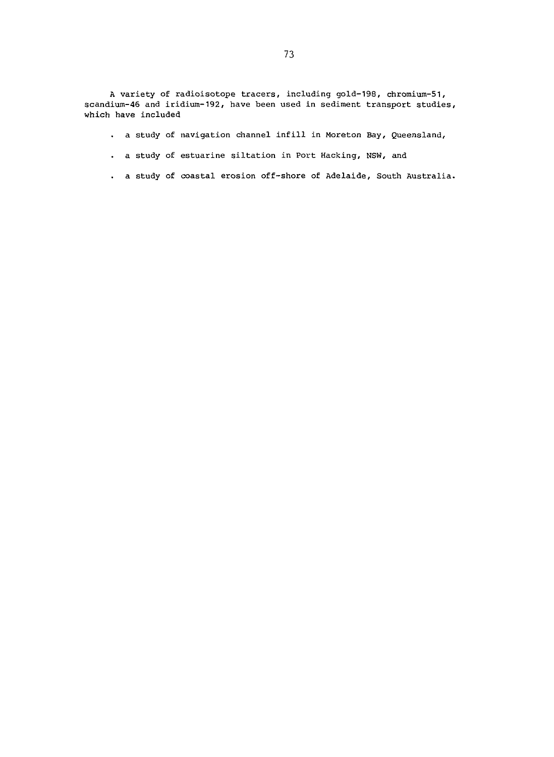A variety of radioisotope tracers, including gold-198, chromium-51, scandium-46 and iridium-192, have been used in sediment transport studies, which have included

- a study of navigation channel infill in Moreton Bay, Queensland,
- a study of estuarine siltation in Port Hacking, NSW, and
- a study of coastal erosion off-shore of Adelaide, South Australia.